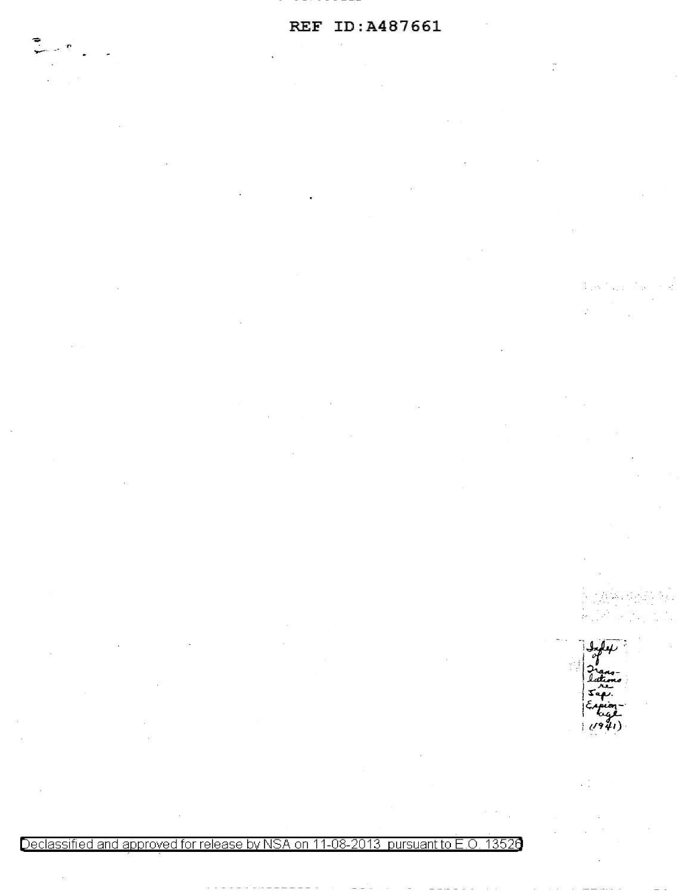REF ID:A487661

Index of Translations re Jap. Espionage (1941)

Declassified and approved for release by NSA on 11-08-2013 pursuant to E.O. 13526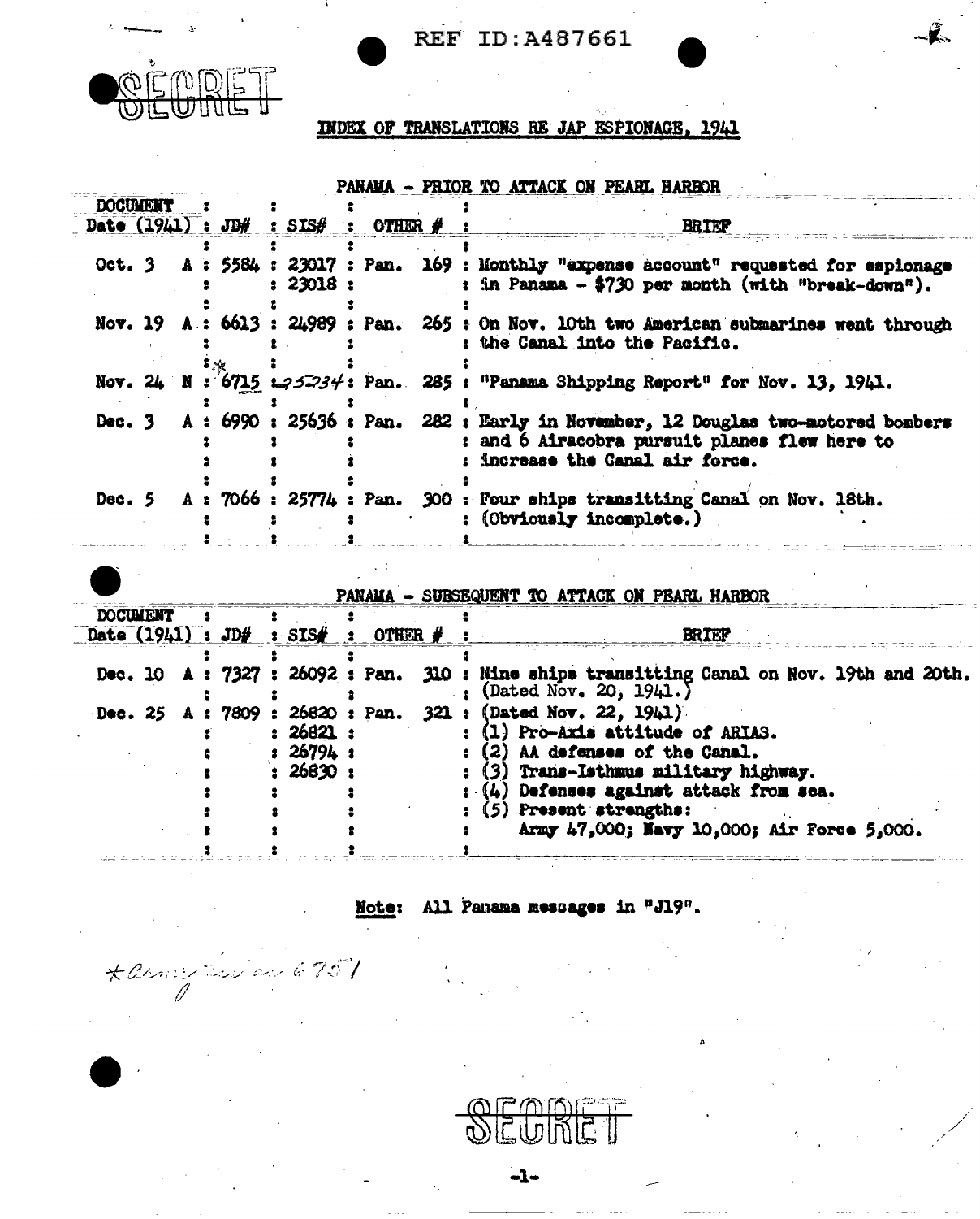REF ID:A487661

SECRET

# INDEX OF TRANSLATIONS RE JAP ESPIONAGE, 1941

## PANAMA - PRIOR TO ATTACK ON PEARL HARBOR

| DOCUMENT Date (1941) | | JD# | SIS# | OTHER # | BRIEF |
|---|---|---|---|---|---|
| Oct. 3 | A | 5584 | 23017<br>23018 | Pan. 169 | Monthly "expense account" requested for espionage in Panama - $730 per month (with "break-down"). |
| Nov. 19 | A | 6613 | 24989 | Pan. 265 | On Nov. 10th two American submarines went through the Canal into the Pacific. |
| Nov. 24 | N | *6715 | 25234 | Pan. 285 | "Panama Shipping Report" for Nov. 13, 1941. |
| Dec. 3 | A | 6990 | 25636 | Pan. 282 | Early in November, 12 Douglas two-motored bombers and 6 Airacobra pursuit planes flew here to increase the Canal air force. |
| Dec. 5 | A | 7066 | 25774 | Pan. 300 | Four ships transitting Canal on Nov. 18th. (Obviously incomplete.) |

## PANAMA - SUBSEQUENT TO ATTACK ON PEARL HARBOR

| DOCUMENT Date (1941) | | JD# | SIS# | OTHER # | BRIEF |
|---|---|---|---|---|---|
| Dec. 10 | A | 7327 | 26092 | Pan. 310 | Nine ships transitting Canal on Nov. 19th and 20th. (Dated Nov. 20, 1941.) |
| Dec. 25 | A | 7809 | 26820<br>26821<br>26794<br>26830 | Pan. 321 | (Dated Nov. 22, 1941)<br>(1) Pro-Axis attitude of ARIAS.<br>(2) AA defenses of the Canal.<br>(3) Trans-Isthmus military highway.<br>(4) Defenses against attack from sea.<br>(5) Present strengths:<br>Army 47,000; Navy 10,000; Air Force 5,000. |

**Note:** All Panama messages in "J19".

*Army ? as 6751

SECRET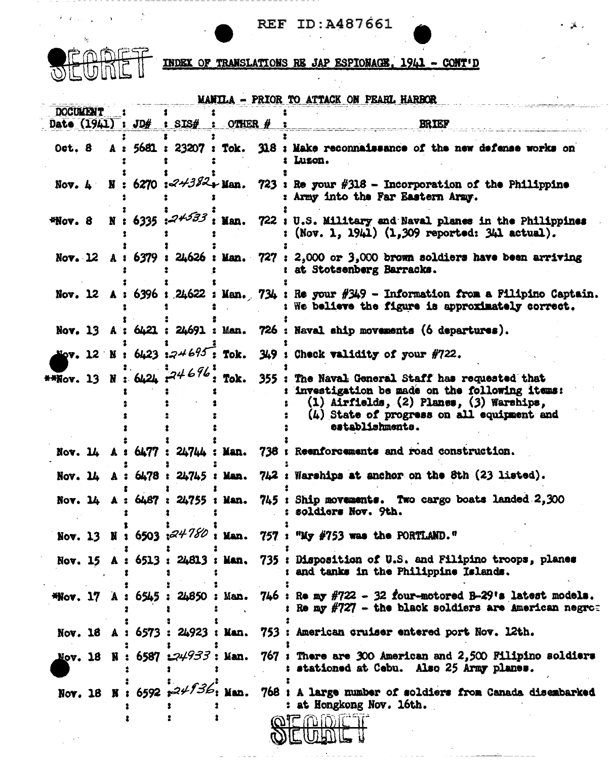REF ID:A487661

SECRET

INDEX OF TRANSLATIONS RE JAP ESPIONAGE, 1941 - CONT'D

## MANILA - PRIOR TO ATTACK ON PEARL HARBOR

| DOCUMENT Date (1941) | | JD# | SIS# | OTHER # | | BRIEF |
|---|---|---|---|---|---|---|
| Oct. 8 | A | 5681 | 23207 | Tok. | 318 | Make reconnaissance of the new defense works on Luzon. |
| Nov. 4 | N | 6270 | 24382 | Man. | 723 | Re your #318 - Incorporation of the Philippine Army into the Far Eastern Army. |
| *Nov. 8 | N | 6335 | 24533 | Man. | 722 | U.S. Military and Naval planes in the Philippines (Nov. 1, 1941) (1,309 reported: 341 actual). |
| Nov. 12 | A | 6379 | 24626 | Man. | 727 | 2,000 or 3,000 brown soldiers have been arriving at Stotsenberg Barracks. |
| Nov. 12 | A | 6396 | 24622 | Man. | 734 | Re your #349 - Information from a Filipino Captain. We believe the figure is approximately correct. |
| Nov. 13 | A | 6421 | 24691 | Man. | 726 | Naval ship movements (6 departures). |
| Nov. 12 | N | 6423 | 24695 | Tok. | 349 | Check validity of your #722. |
| **Nov. 13 | N | 6424 | 24696 | Tok. | 355 | The Naval General Staff has requested that investigation be made on the following items: (1) Airfields, (2) Planes, (3) Warships, (4) State of progress on all equipment and establishments. |
| Nov. 14 | A | 6477 | 24744 | Man. | 738 | Reenforcements and road construction. |
| Nov. 14 | A | 6478 | 24745 | Man. | 742 | Warships at anchor on the 8th (23 listed). |
| Nov. 14 | A | 6487 | 24755 | Man. | 745 | Ship movements. Two cargo boats landed 2,300 soldiers Nov. 9th. |
| Nov. 13 | N | 6503 | 24780 | Man. | 757 | "My #753 was the PORTLAND." |
| Nov. 15 | A | 6513 | 24813 | Man. | 735 | Disposition of U.S. and Filipino troops, planes and tanks in the Philippine Islands. |
| *Nov. 17 | A | 6545 | 24850 | Man. | 746 | Re my #722 - 32 four-motored B-29's latest models. Re my #727 - the black soldiers are American negroes |
| Nov. 18 | A | 6573 | 24923 | Man. | 753 | American cruiser entered port Nov. 12th. |
| Nov. 18 | N | 6587 | 24933 | Man. | 767 | There are 300 American and 2,500 Filipino soldiers stationed at Cebu. Also 25 Army planes. |
| Nov. 18 | N | 6592 | 24936 | Man. | 768 | A large number of soldiers from Canada disembarked at Hongkong Nov. 16th. |

SECRET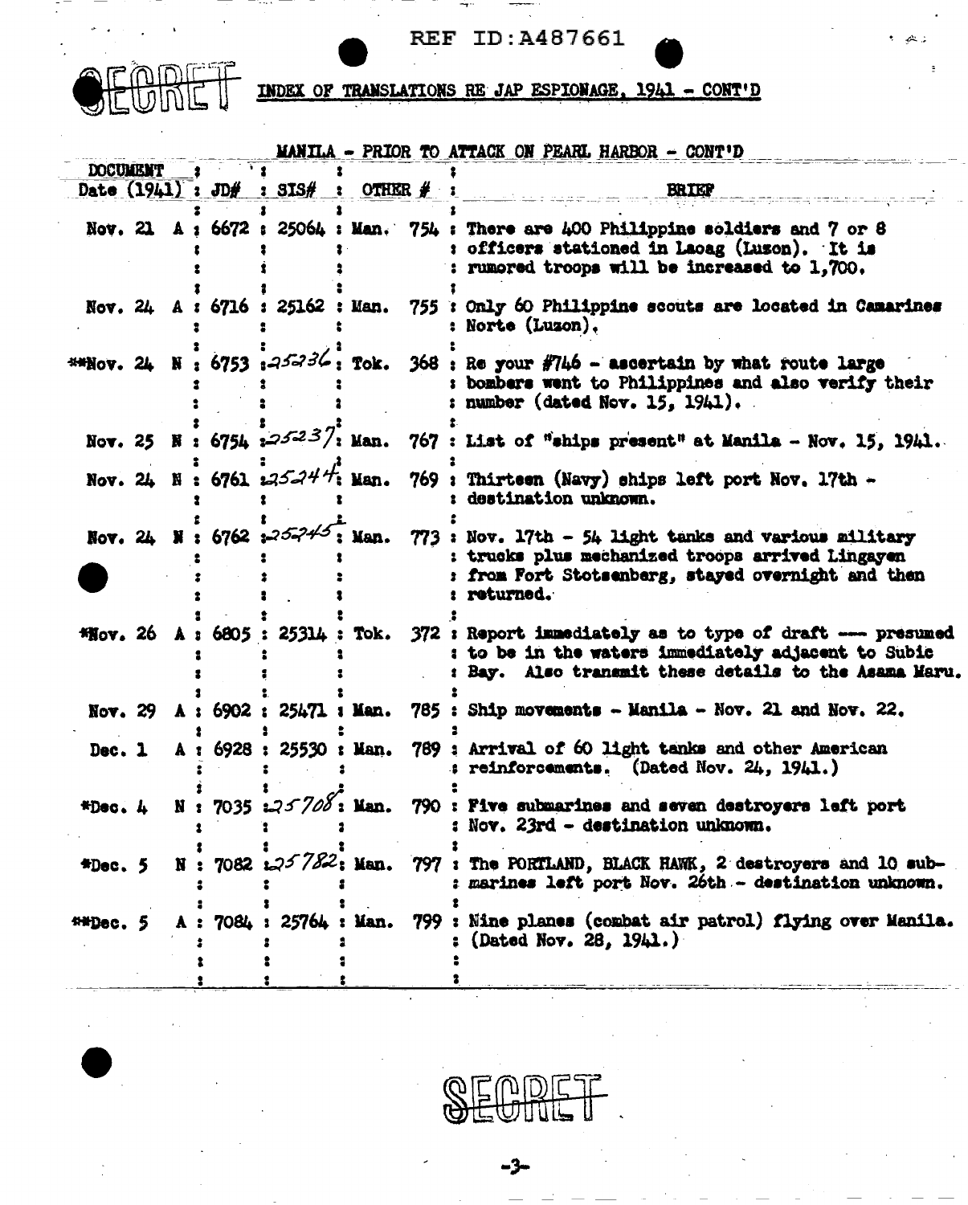REF ID:A487661

SECRET

INDEX OF TRANSLATIONS RE JAP ESPIONAGE, 1941 - CONT'D

MANILA - PRIOR TO ATTACK ON PEARL HARBOR - CONT'D

| DOCUMENT Date (1941) | | JD# | SIS# | OTHER # | BRIEF |
|---|---|---|---|---|---|
| Nov. 21 | A | 6672 | 25064 | Man. 754 | There are 400 Philippine soldiers and 7 or 8 officers stationed in Laoag (Luzon). It is rumored troops will be increased to 1,700. |
| Nov. 24 | A | 6716 | 25162 | Man. 755 | Only 60 Philippine scouts are located in Camarines Norte (Luzon). |
| **Nov. 24 | N | 6753 | 25236 | Tok. 368 | Re your #746 - ascertain by what route large bombers went to Philippines and also verify their number (dated Nov. 15, 1941). |
| Nov. 25 | N | 6754 | 25237 | Man. 767 | List of "ships present" at Manila - Nov. 15, 1941. |
| Nov. 24 | N | 6761 | 25244 | Man. 769 | Thirteen (Navy) ships left port Nov. 17th - destination unknown. |
| Nov. 24 | N | 6762 | 25245 | Man. 773 | Nov. 17th - 54 light tanks and various military trucks plus mechanized troops arrived Lingayen from Fort Stotsenberg, stayed overnight and then returned. |
| *Nov. 26 | A | 6805 | 25314 | Tok. 372 | Report immediately as to type of draft --- presumed to be in the waters immediately adjacent to Subic Bay. Also transmit these details to the Asama Maru. |
| Nov. 29 | A | 6902 | 25471 | Man. 785 | Ship movements - Manila - Nov. 21 and Nov. 22. |
| Dec. 1 | A | 6928 | 25530 | Man. 789 | Arrival of 60 light tanks and other American reinforcements. (Dated Nov. 24, 1941.) |
| *Dec. 4 | N | 7035 | 25708 | Man. 790 | Five submarines and seven destroyers left port Nov. 23rd - destination unknown. |
| *Dec. 5 | N | 7082 | 25782 | Man. 797 | The PORTLAND, BLACK HAWK, 2 destroyers and 10 submarines left port Nov. 26th - destination unknown. |
| **Dec. 5 | A | 7084 | 25764 | Man. 799 | Nine planes (combat air patrol) flying over Manila. (Dated Nov. 28, 1941.) |

SECRET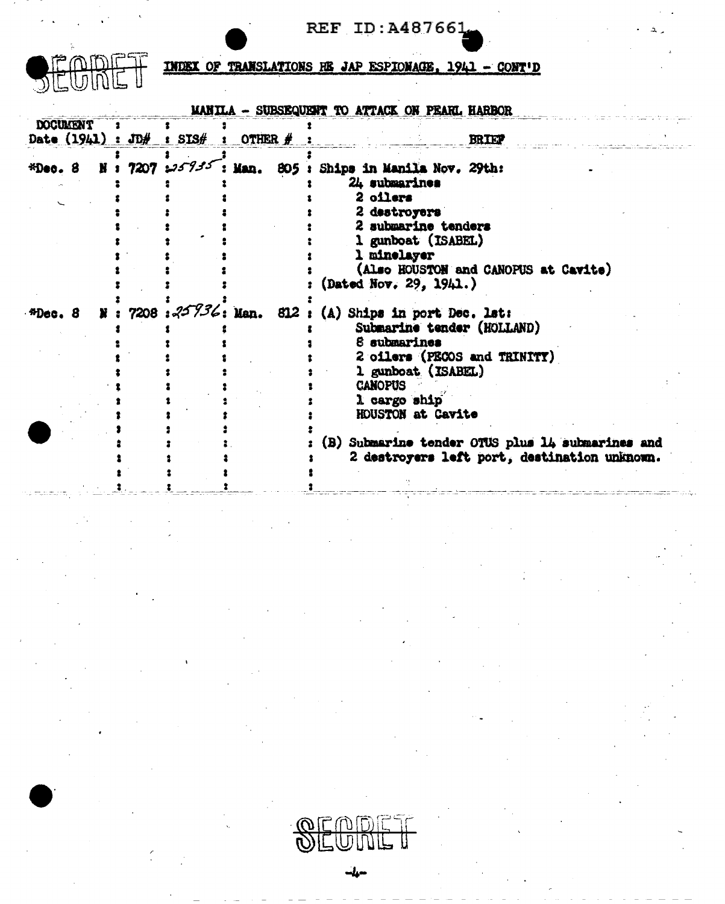REF ID:A487661

SECRET

## INDEX OF TRANSLATIONS RE JAP ESPIONAGE, 1941 - CONT'D

### MANILA - SUBSEQUENT TO ATTACK ON PEARL HARBOR

| DOCUMENT Date (1941) | | JD# | SIS# | OTHER # | BRIEF |
|---|---|---|---|---|---|
| *Dec. 8 | N | 7207 | 25935 | Man. 805 | Ships in Manila Nov. 29th:<br>24 submarines<br>2 oilers<br>2 destroyers<br>2 submarine tenders<br>1 gunboat (ISABEL)<br>1 minelayer<br>(Also HOUSTON and CANOPUS at Cavite)<br>(Dated Nov. 29, 1941.) |
| *Dec. 8 | N | 7208 | 25936 | Man. 812 | (A) Ships in port Dec. 1st:<br>Submarine tender (HOLLAND)<br>8 submarines<br>2 oilers (PECOS and TRINITY)<br>1 gunboat (ISABEL)<br>CANOPUS<br>1 cargo ship<br>HOUSTON at Cavite<br><br>(B) Submarine tender OTUS plus 14 submarines and 2 destroyers left port, destination unknown. |

SECRET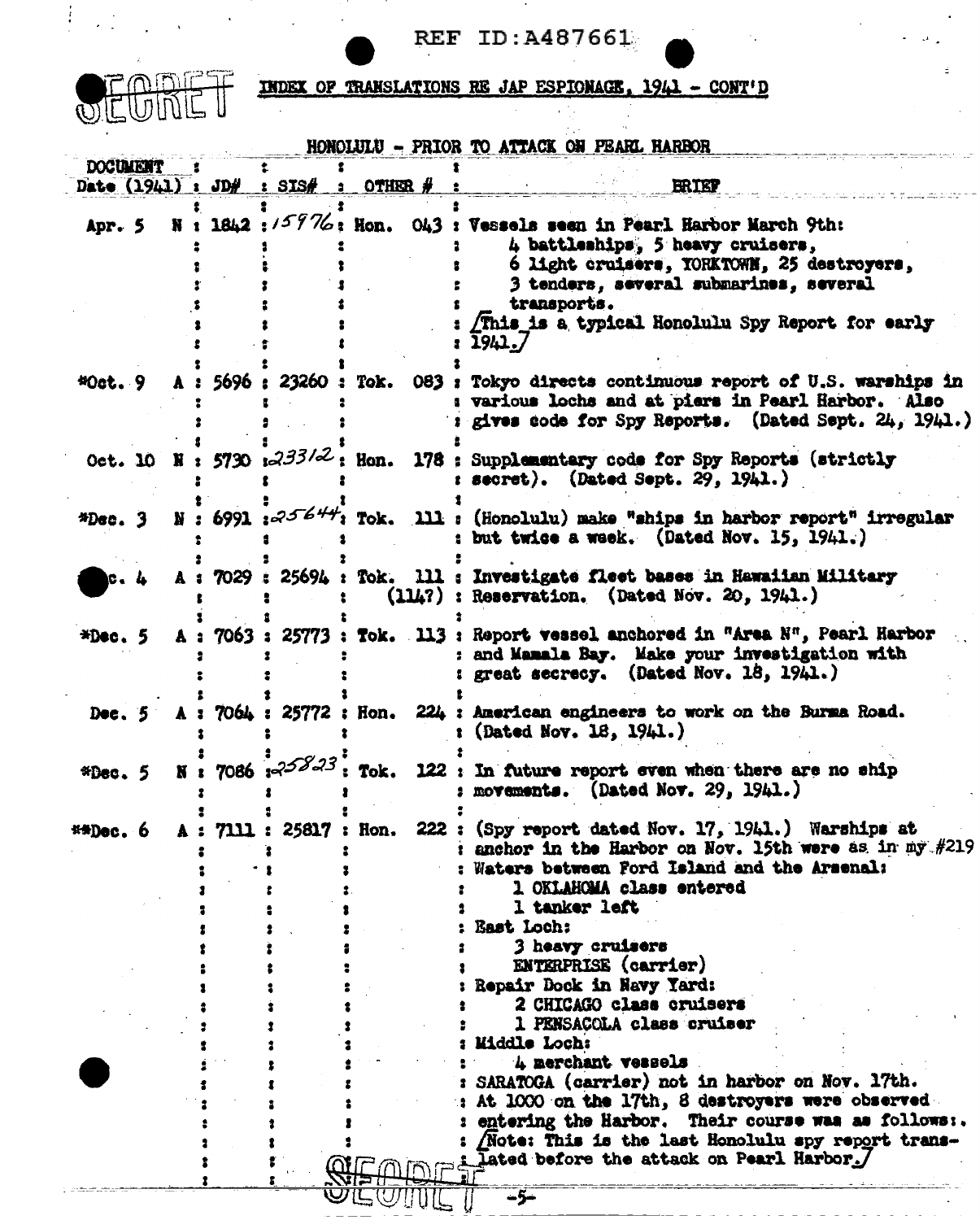REF ID:A487661

SECRET

INDEX OF TRANSLATIONS RE JAP ESPIONAGE, 1941 - CONT'D

## HONOLULU - PRIOR TO ATTACK ON PEARL HARBOR

| DOCUMENT Date (1941) | | JD# | SIS# | OTHER # | BRIEF |
|---|---|---|---|---|---|
| Apr. 5 | N | 1842 | 15976 | Hon. 043 | Vessels seen in Pearl Harbor March 9th: 4 battleships, 5 heavy cruisers, 6 light cruisers, YORKTOWN, 25 destroyers, 3 tenders, several submarines, several transports. [This is a typical Honolulu Spy Report for early 1941.] |
| *Oct. 9 | A | 5696 | 23260 | Tok. 083 | Tokyo directs continuous report of U.S. warships in various lochs and at piers in Pearl Harbor. Also gives code for Spy Reports. (Dated Sept. 24, 1941.) |
| Oct. 10 | N | 5730 | 23312 | Hon. 178 | Supplementary code for Spy Reports (strictly secret). (Dated Sept. 29, 1941.) |
| *Dec. 3 | N | 6991 | 25644 | Tok. 111 | (Honolulu) make "ships in harbor report" irregular but twice a week. (Dated Nov. 15, 1941.) |
| Dec. 4 | A | 7029 | 25694 | Tok. 111 (114?) | Investigate fleet bases in Hawaiian Military Reservation. (Dated Nov. 20, 1941.) |
| *Dec. 5 | A | 7063 | 25773 | Tok. 113 | Report vessel anchored in "Area N", Pearl Harbor and Mamala Bay. Make your investigation with great secrecy. (Dated Nov. 18, 1941.) |
| Dec. 5 | A | 7064 | 25772 | Hon. 224 | American engineers to work on the Burma Road. (Dated Nov. 18, 1941.) |
| *Dec. 5 | N | 7086 | 25823 | Tok. 122 | In future report even when there are no ship movements. (Dated Nov. 29, 1941.) |
| **Dec. 6 | A | 7111 | 25817 | Hon. 222 | (Spy report dated Nov. 17, 1941.) Warships at anchor in the Harbor on Nov. 15th were as in my #219 Waters between Ford Island and the Arsenal: 1 OKLAHOMA class entered; 1 tanker left. East Loch: 3 heavy cruisers; ENTERPRISE (carrier). Repair Dock in Navy Yard: 2 CHICAGO class cruisers; 1 PENSACOLA class cruiser. Middle Loch: 4 merchant vessels. SARATOGA (carrier) not in harbor on Nov. 17th. At 1000 on the 17th, 8 destroyers were observed entering the Harbor. Their course was as follows:. [Note: This is the last Honolulu spy report translated before the attack on Pearl Harbor.] |

SECRET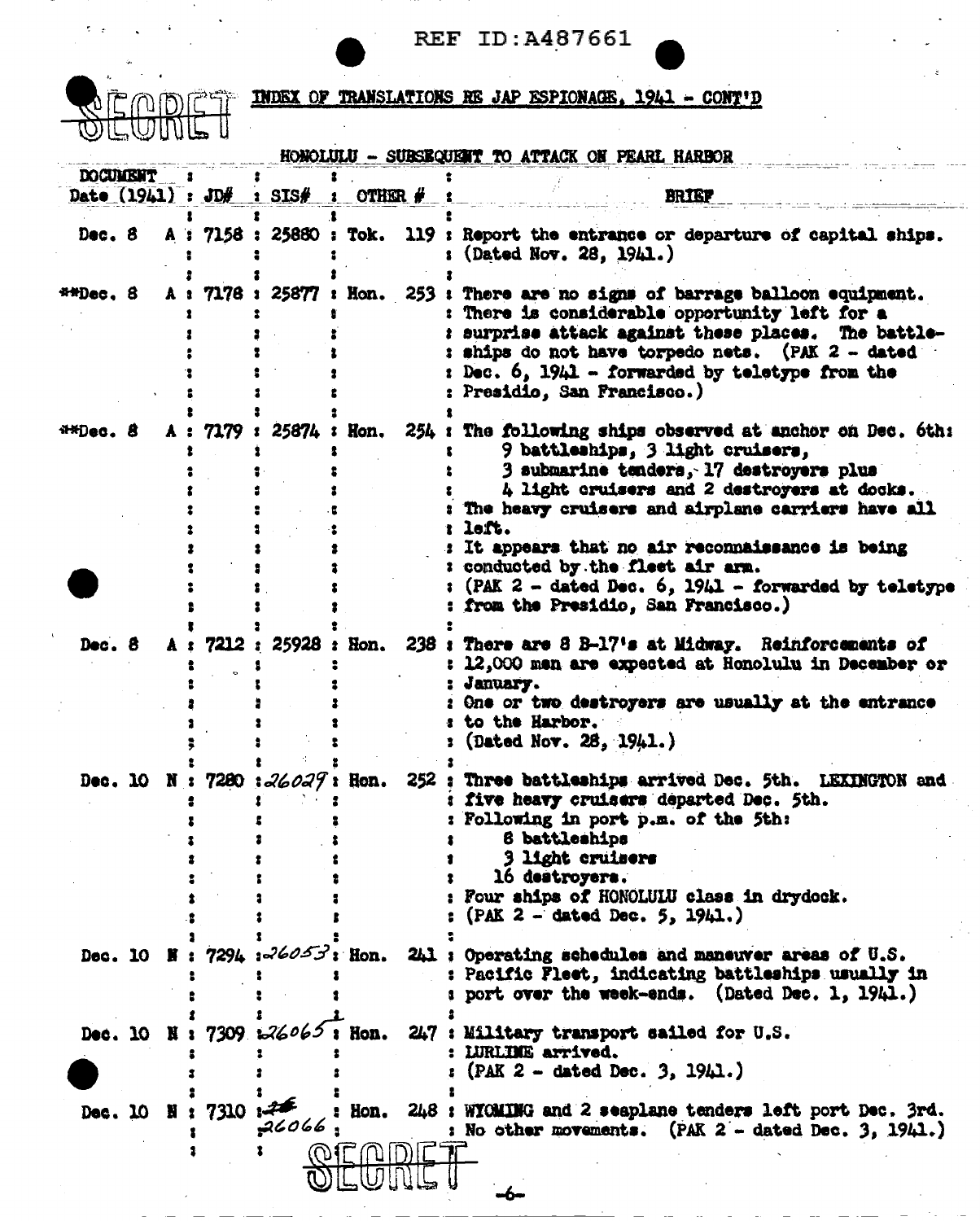SECRET

# INDEX OF TRANSLATIONS RE JAP ESPIONAGE, 1941 - CONT'D

## HONOLULU - SUBSEQUENT TO ATTACK ON PEARL HARBOR

| DOCUMENT Date (1941) | | JD# | SIS# | OTHER # | | BRIEF |
|---|---|---|---|---|---|---|
| Dec. 8 | A | 7158 | 25880 | Tok. | 119 | Report the entrance or departure of capital ships. (Dated Nov. 28, 1941.) |
| **Dec. 8 | A | 7178 | 25877 | Hon. | 253 | There are no signs of barrage balloon equipment. There is considerable opportunity left for a surprise attack against these places. The battleships do not have torpedo nets. (PAK 2 - dated Dec. 6, 1941 - forwarded by teletype from the Presidio, San Francisco.) |
| **Dec. 8 | A | 7179 | 25874 | Hon. | 254 | The following ships observed at anchor on Dec. 6th: 9 battleships, 3 light cruisers, 3 submarine tenders, 17 destroyers plus 4 light cruisers and 2 destroyers at docks. The heavy cruisers and airplane carriers have all left. It appears that no air reconnaissance is being conducted by the fleet air arm. (PAK 2 - dated Dec. 6, 1941 - forwarded by teletype from the Presidio, San Francisco.) |
| Dec. 8 | A | 7212 | 25928 | Hon. | 238 | There are 8 B-17's at Midway. Reinforcements of 12,000 men are expected at Honolulu in December or January. One or two destroyers are usually at the entrance to the Harbor. (Dated Nov. 28, 1941.) |
| Dec. 10 | N | 7280 | 26029 | Hon. | 252 | Three battleships arrived Dec. 5th. LEXINGTON and five heavy cruisers departed Dec. 5th. Following in port p.m. of the 5th: 8 battleships, 3 light cruisers, 16 destroyers. Four ships of HONOLULU class in drydock. (PAK 2 - dated Dec. 5, 1941.) |
| Dec. 10 | N | 7294 | 26053 | Hon. | 241 | Operating schedules and maneuver areas of U.S. Pacific Fleet, indicating battleships usually in port over the week-ends. (Dated Dec. 1, 1941.) |
| Dec. 10 | N | 7309 | 26065 | Hon. | 247 | Military transport sailed for U.S. LURLINE arrived. (PAK 2 - dated Dec. 3, 1941.) |
| Dec. 10 | N | 7310 | 26066 | Hon. | 248 | WYOMING and 2 seaplane tenders left port Dec. 3rd. No other movements. (PAK 2 - dated Dec. 3, 1941.) |

SECRET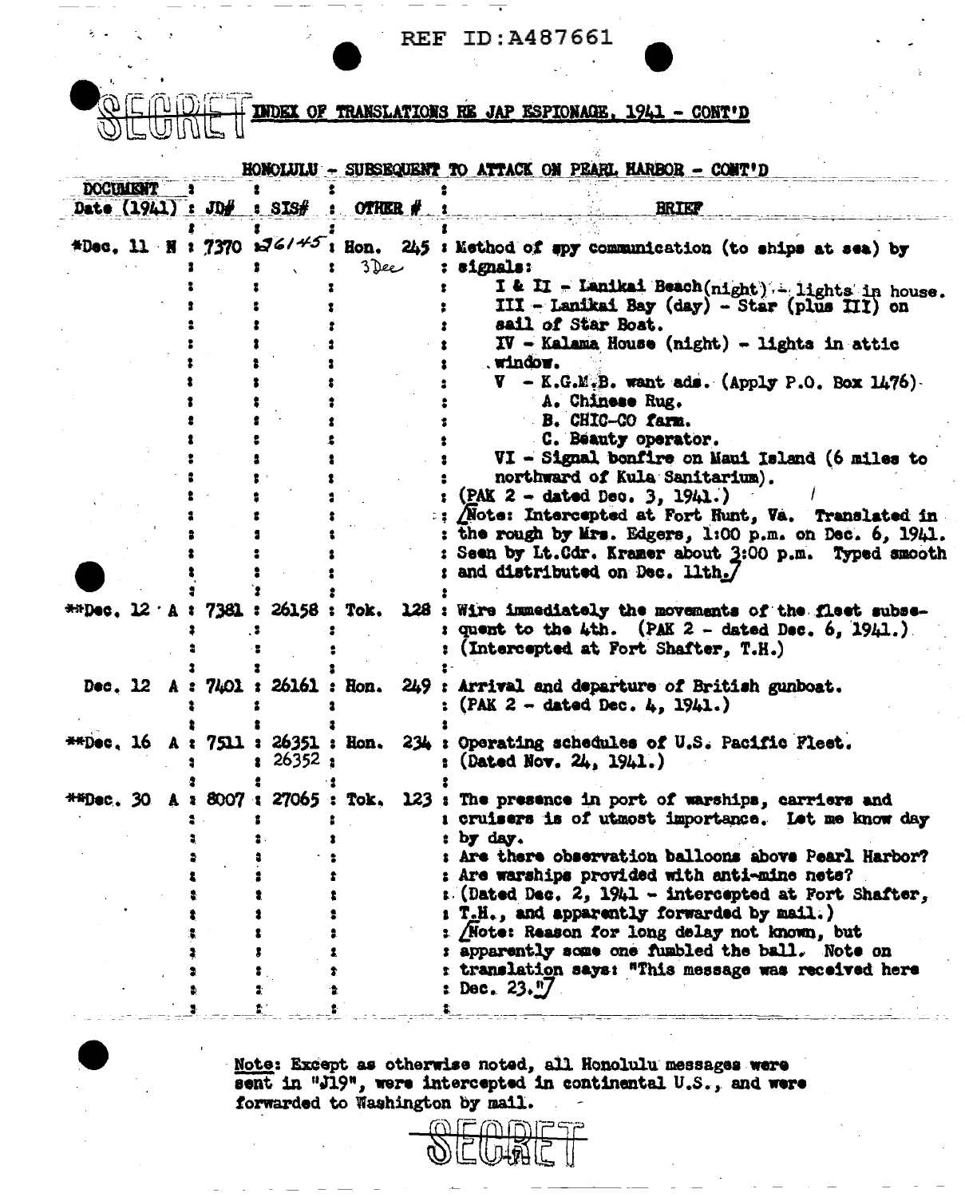REF ID:A487661

SECRET **INDEX OF TRANSLATIONS RE JAP ESPIONAGE, 1941 - CONT'D**

HONOLULU - SUBSEQUENT TO ATTACK ON PEARL HARBOR - CONT'D

| DOCUMENT Date (1941) | JD# | SIS# | OTHER # | BRIEF |
|---|---|---|---|---|
| *Dec. 11 N | 7370 | 26145 | Hon. 245 3 Dec | Method of spy communication (to ships at sea) by signals: I & II - Lanikai Beach (night) - lights in house. III - Lanikai Bay (day) - Star (plus III) on sail of Star Boat. IV - Kalama House (night) - lights in attic window. V - K.G.M.B. want ads. (Apply P.O. Box 1476) A. Chinese Rug. B. CHIC-CO farm. C. Beauty operator. VI - Signal bonfire on Maui Island (6 miles to northward of Kula Sanitarium). (PAK 2 - dated Dec. 3, 1941.) [Note: Intercepted at Fort Hunt, Va. Translated in the rough by Mrs. Edgers, 1:00 p.m. on Dec. 6, 1941. Seen by Lt.Cdr. Kramer about 3:00 p.m. Typed smooth and distributed on Dec. 11th.] |
| **Dec. 12 A | 7381 | 26158 | Tok. 128 | Wire immediately the movements of the fleet subsequent to the 4th. (PAK 2 - dated Dec. 6, 1941.) (Intercepted at Fort Shafter, T.H.) |
| Dec. 12 A | 7401 | 26161 | Hon. 249 | Arrival and departure of British gunboat. (PAK 2 - dated Dec. 4, 1941.) |
| **Dec. 16 A | 7511 | 26351 26352 | Hon. 234 | Operating schedules of U.S. Pacific Fleet. (Dated Nov. 24, 1941.) |
| **Dec. 30 A | 8007 | 27065 | Tok. 123 | The presence in port of warships, carriers and cruisers is of utmost importance. Let me know day by day. Are there observation balloons above Pearl Harbor? Are warships provided with anti-mine nets? (Dated Dec. 2, 1941 - intercepted at Fort Shafter, T.H., and apparently forwarded by mail.) [Note: Reason for long delay not known, but apparently some one fumbled the ball. Note on translation says: "This message was received here Dec. 23."] |

Note: Except as otherwise noted, all Honolulu messages were sent in "J19", were intercepted in continental U.S., and were forwarded to Washington by mail.

SECRET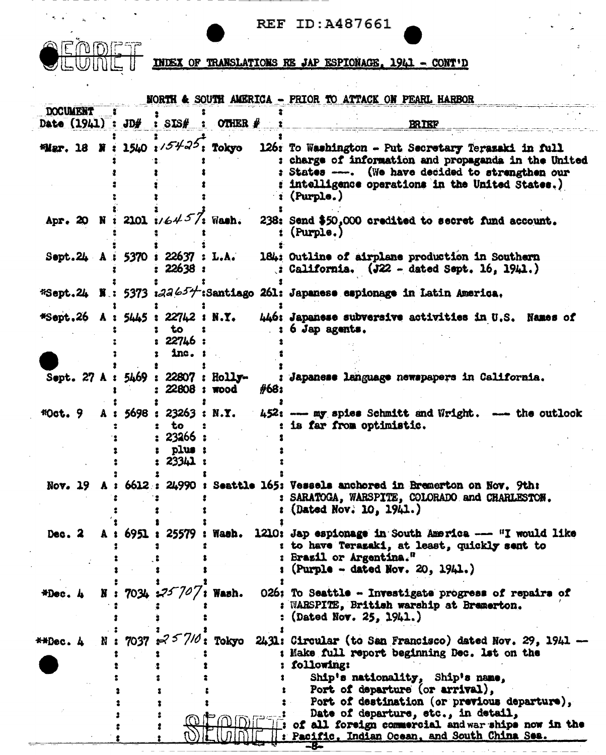REF ID:A487661

SECRET

INDEX OF TRANSLATIONS RE JAP ESPIONAGE, 1941 - CONT'D

NORTH & SOUTH AMERICA - PRIOR TO ATTACK ON PEARL HARBOR

| DOCUMENT Date (1941) | | JD# | SIS# | OTHER # | | BRIEF |
|---|---|---|---|---|---|---|
| *Mar. 18 | N | 1540 | 15425 | Tokyo | 126 | To Washington - Put Secretary Terazaki in full charge of information and propaganda in the United States ---. (We have decided to strengthen our intelligence operations in the United States.) (Purple.) |
| Apr. 20 | N | 2101 | 16457 | Wash. | 238 | Send $50,000 credited to secret fund account. (Purple.) |
| Sept.24 | A | 5370 | 22637 22638 | L.A. | 184 | Outline of airplane production in Southern California. (J22 - dated Sept. 16, 1941.) |
| *Sept.24 | N | 5373 | 22654 | Santiago | 261 | Japanese espionage in Latin America. |
| *Sept.26 | A | 5445 | 22742 to 22746 inc. | N.Y. | 446 | Japanese subversive activities in U.S. Names of 6 Jap agents. |
| Sept. 27 | A | 5469 | 22807 22808 | Holly-wood | #68 | Japanese language newspapers in California. |
| *Oct. 9 | A | 5698 | 23263 to 23266 plus 23341 | N.Y. | 452 | --- my spies Schmitt and Wright. --- the outlook is far from optimistic. |
| Nov. 19 | A | 6612 | 24990 | Seattle | 165 | Vessels anchored in Bremerton on Nov. 9th: SARATOGA, WARSPITE, COLORADO and CHARLESTON. (Dated Nov. 10, 1941.) |
| Dec. 2 | A | 6951 | 25579 | Wash. | 1210 | Jap espionage in South America --- "I would like to have Terazaki, at least, quickly sent to Brazil or Argentina." (Purple - dated Nov. 20, 1941.) |
| *Dec. 4 | N | 7034 | 25707 | Wash. | 026 | To Seattle - Investigate progress of repairs of WARSPITE, British warship at Bremerton. (Dated Nov. 25, 1941.) |
| **Dec. 4 | N | 7037 | 25710 | Tokyo | 2431 | Circular (to San Francisco) dated Nov. 29, 1941 -- Make full report beginning Dec. 1st on the following: Ship's nationality, Ship's name, Port of departure (or arrival), Port of destination (or previous departure), Date of departure, etc., in detail, of all foreign commercial and war ships now in the Pacific, Indian Ocean, and South China Sea. |

SECRET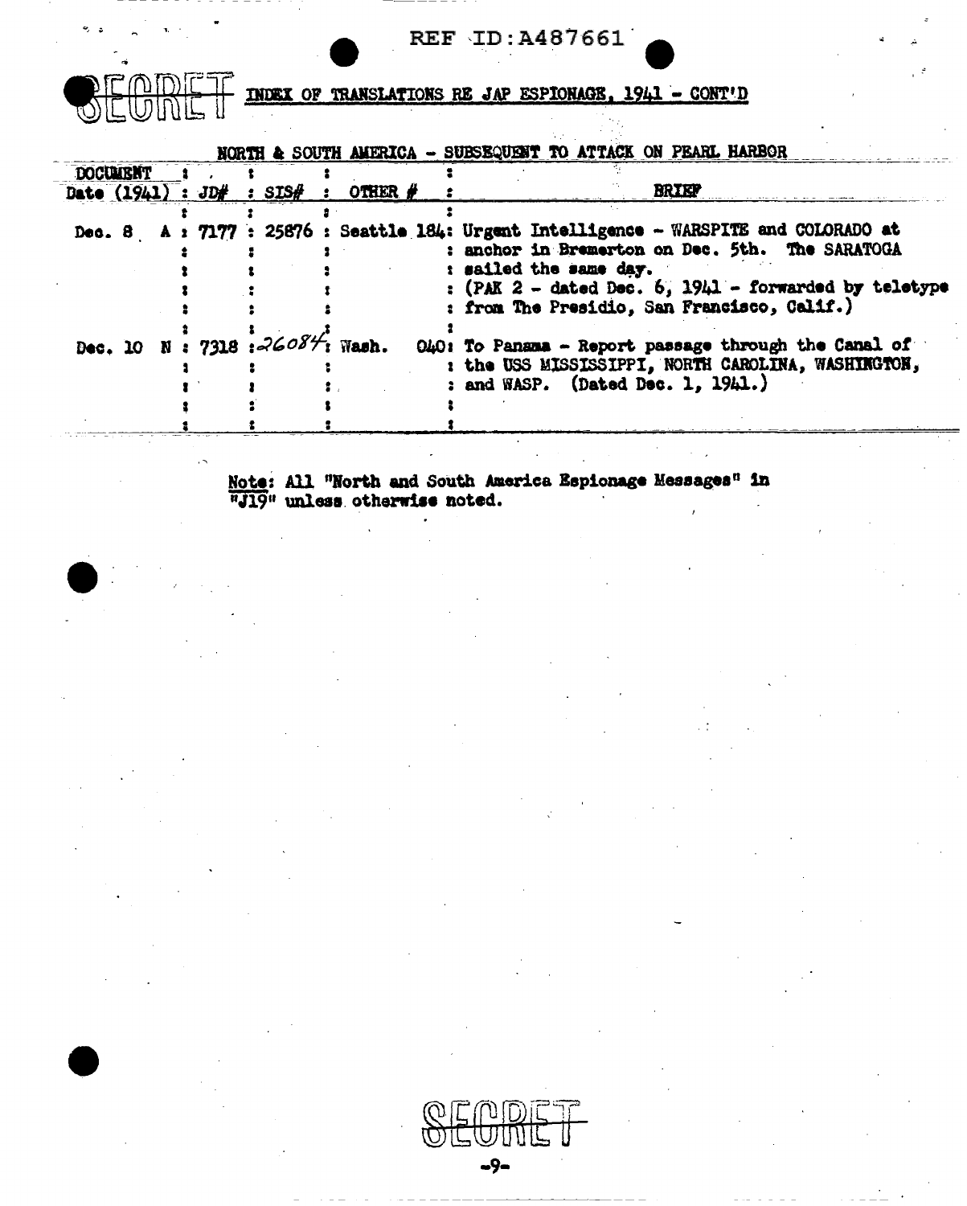SECRET INDEX OF TRANSLATIONS RE JAP ESPIONAGE, 1941 - CONT'D

NORTH & SOUTH AMERICA - SUBSEQUENT TO ATTACK ON PEARL HARBOR

| DOCUMENT Date (1941) | | JD# | SIS# | OTHER # | BRIEF |
|---|---|---|---|---|---|
| Dec. 8 | A | 7177 | 25876 | Seattle 184 | Urgent Intelligence - WARSPITE and COLORADO at anchor in Bremerton on Dec. 5th. The SARATOGA sailed the same day. (PAK 2 - dated Dec. 6, 1941 - forwarded by teletype from The Presidio, San Francisco, Calif.) |
| Dec. 10 | N | 7318 | 26084 | Wash. 040 | To Panama - Report passage through the Canal of the USS MISSISSIPPI, NORTH CAROLINA, WASHINGTON, and WASP. (Dated Dec. 1, 1941.) |

Note: All "North and South America Espionage Messages" in "J19" unless otherwise noted.

SECRET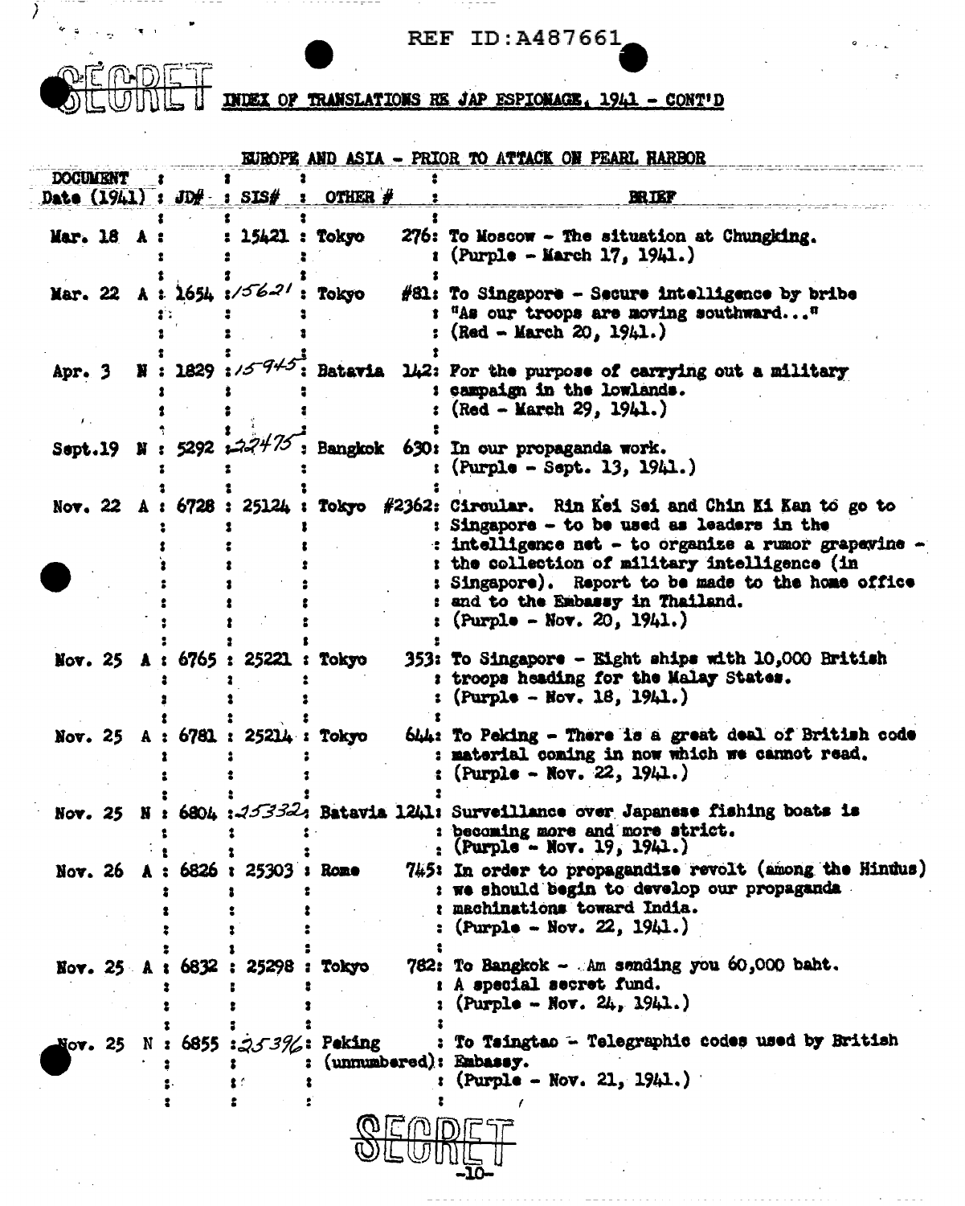SECRET

## INDEX OF TRANSLATIONS RE JAP ESPIONAGE, 1941 - CONT'D

### EUROPE AND ASIA - PRIOR TO ATTACK ON PEARL HARBOR

| DOCUMENT Date (1941) | | JD# | SIS# | OTHER # | | BRIEF |
|---|---|---|---|---|---|---|
| Mar. 18 | A | | 15421 | Tokyo | 276 | To Moscow - The situation at Chungking. (Purple - March 17, 1941.) |
| Mar. 22 | A | 1654 | 15621 | Tokyo | #81 | To Singapore - Secure intelligence by bribe "As our troops are moving southward..." (Red - March 20, 1941.) |
| Apr. 3 | N | 1829 | 15945 | Batavia | 142 | For the purpose of carrying out a military campaign in the lowlands. (Red - March 29, 1941.) |
| Sept.19 | N | 5292 | 22475 | Bangkok | 630 | In our propaganda work. (Purple - Sept. 13, 1941.) |
| Nov. 22 | A | 6728 | 25124 | Tokyo | #2362 | Circular. Rin Kei Sei and Chin Ki Kan to go to Singapore - to be used as leaders in the intelligence net - to organize a rumor grapevine - the collection of military intelligence (in Singapore). Report to be made to the home office and to the Embassy in Thailand. (Purple - Nov. 20, 1941.) |
| Nov. 25 | A | 6765 | 25221 | Tokyo | 353 | To Singapore - Eight ships with 10,000 British troops heading for the Malay States. (Purple - Nov. 18, 1941.) |
| Nov. 25 | A | 6781 | 25214 | Tokyo | 644 | To Peking - There is a great deal of British code material coming in now which we cannot read. (Purple - Nov. 22, 1941.) |
| Nov. 25 | N | 6804 | 25332 | Batavia | 1241 | Surveillance over Japanese fishing boats is becoming more and more strict. (Purple - Nov. 19, 1941.) |
| Nov. 26 | A | 6826 | 25303 | Rome | 745 | In order to propagandize revolt (among the Hindus) we should begin to develop our propaganda machinations toward India. (Purple - Nov. 22, 1941.) |
| Nov. 25 | A | 6832 | 25298 | Tokyo | 782 | To Bangkok - Am sending you 60,000 baht. A special secret fund. (Purple - Nov. 24, 1941.) |
| Nov. 25 | N | 6855 | 25396 | Peking | (unnumbered) | To Tsingtao - Telegraphic codes used by British Embassy. (Purple - Nov. 21, 1941.) |

SECRET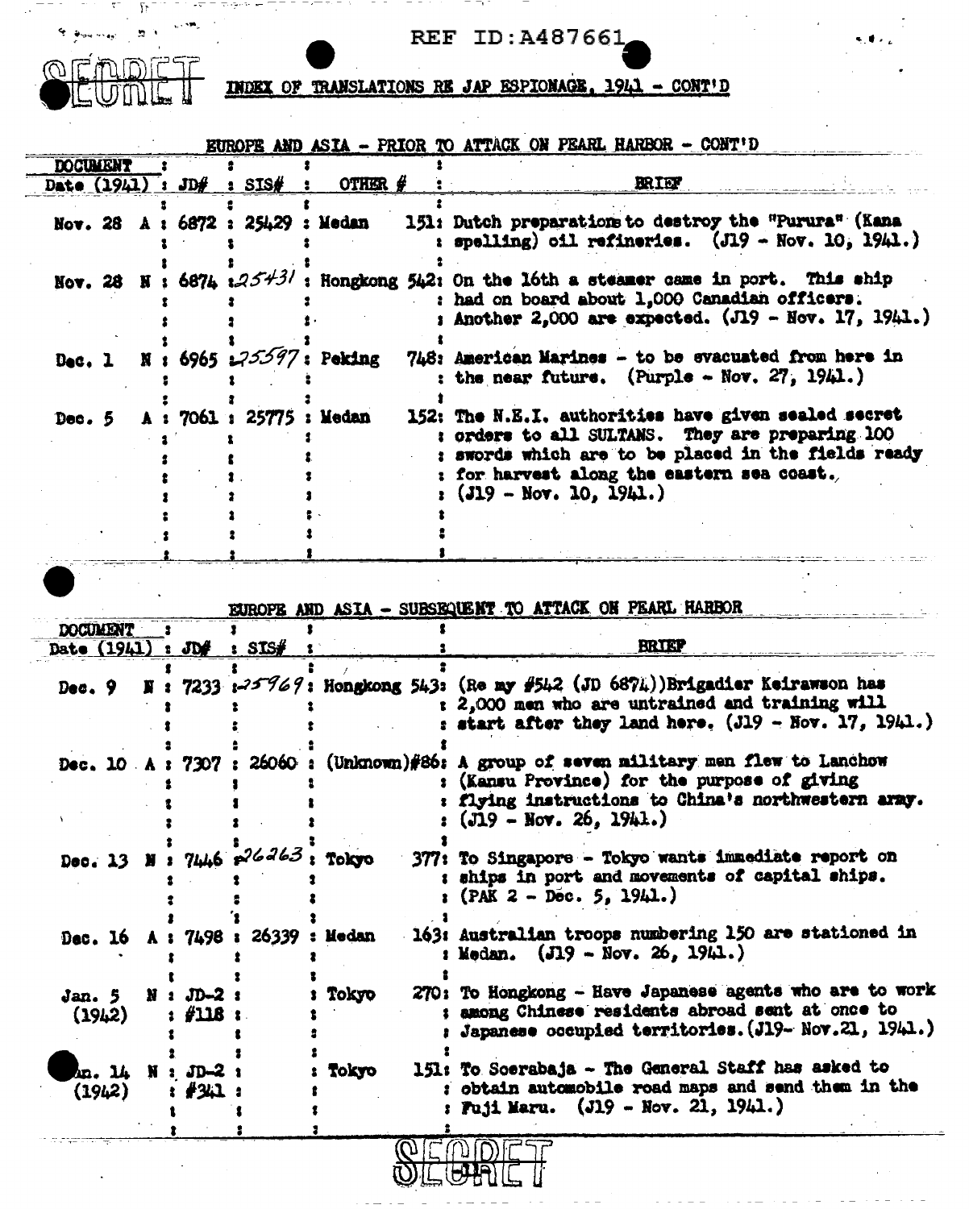REF ID:A487661

SECRET

INDEX OF TRANSLATIONS RE JAP ESPIONAGE, 1941 - CONT'D

## EUROPE AND ASIA - PRIOR TO ATTACK ON PEARL HARBOR - CONT'D

| DOCUMENT Date (1941) | | JD# | SIS# | OTHER # | | BRIEF |
|---|---|---|---|---|---|---|
| Nov. 28 | A | 6872 | 25429 | Medan | 151 | Dutch preparations to destroy the "Purura" (Kana spelling) oil refineries. (J19 - Nov. 10, 1941.) |
| Nov. 28 | N | 6874 | 25431 | Hongkong | 542 | On the 16th a steamer came in port. This ship had on board about 1,000 Canadian officers. Another 2,000 are expected. (J19 - Nov. 17, 1941.) |
| Dec. 1 | N | 6965 | 25597 | Peking | 748 | American Marines - to be evacuated from here in the near future. (Purple - Nov. 27, 1941.) |
| Dec. 5 | A | 7061 | 25775 | Medan | 152 | The N.E.I. authorities have given sealed secret orders to all SULTANS. They are preparing 100 swords which are to be placed in the fields ready for harvest along the eastern sea coast. (J19 - Nov. 10, 1941.) |

## EUROPE AND ASIA - SUBSEQUENT TO ATTACK ON PEARL HARBOR

| DOCUMENT Date (1941) | | JD# | SIS# | | | BRIEF |
|---|---|---|---|---|---|---|
| Dec. 9 | N | 7233 | 25969 | Hongkong | 543 | (Re my #542 (JD 6874)) Brigadier Keirawson has 2,000 men who are untrained and training will start after they land here. (J19 - Nov. 17, 1941.) |
| Dec. 10 | A | 7307 | 26060 | (Unknown) | #86 | A group of seven military men flew to Lanchow (Kansu Province) for the purpose of giving flying instructions to China's northwestern army. (J19 - Nov. 26, 1941.) |
| Dec. 13 | N | 7446 | 26263 | Tokyo | 377 | To Singapore - Tokyo wants immediate report on ships in port and movements of capital ships. (PAK 2 - Dec. 5, 1941.) |
| Dec. 16 | A | 7498 | 26339 | Medan | 163 | Australian troops numbering 150 are stationed in Medan. (J19 - Nov. 26, 1941.) |
| Jan. 5 (1942) | N | JD-2 #118 | | Tokyo | 270 | To Hongkong - Have Japanese agents who are to work among Chinese residents abroad sent at once to Japanese occupied territories. (J19- Nov. 21, 1941.) |
| Jan. 14 (1942) | N | JD-2 #341 | | Tokyo | 151 | To Soerabaja - The General Staff has asked to obtain automobile road maps and send them in the Fuji Maru. (J19 - Nov. 21, 1941.) |

SECRET